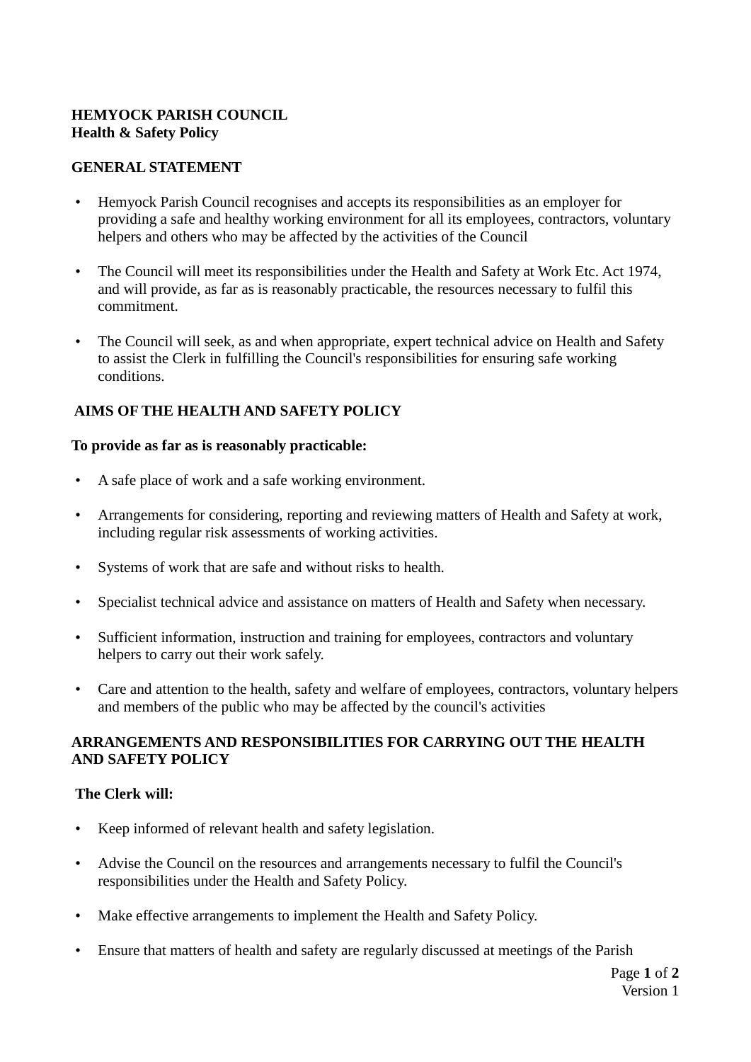**HEMYOCK PARISH COUNCIL**
**Health & Safety Policy**

## GENERAL STATEMENT

- Hemyock Parish Council recognises and accepts its responsibilities as an employer for providing a safe and healthy working environment for all its employees, contractors, voluntary helpers and others who may be affected by the activities of the Council
- The Council will meet its responsibilities under the Health and Safety at Work Etc. Act 1974, and will provide, as far as is reasonably practicable, the resources necessary to fulfil this commitment.
- The Council will seek, as and when appropriate, expert technical advice on Health and Safety to assist the Clerk in fulfilling the Council's responsibilities for ensuring safe working conditions.

## AIMS OF THE HEALTH AND SAFETY POLICY

**To provide as far as is reasonably practicable:**

- A safe place of work and a safe working environment.
- Arrangements for considering, reporting and reviewing matters of Health and Safety at work, including regular risk assessments of working activities.
- Systems of work that are safe and without risks to health.
- Specialist technical advice and assistance on matters of Health and Safety when necessary.
- Sufficient information, instruction and training for employees, contractors and voluntary helpers to carry out their work safely.
- Care and attention to the health, safety and welfare of employees, contractors, voluntary helpers and members of the public who may be affected by the council's activities

## ARRANGEMENTS AND RESPONSIBILITIES FOR CARRYING OUT THE HEALTH AND SAFETY POLICY

**The Clerk will:**

- Keep informed of relevant health and safety legislation.
- Advise the Council on the resources and arrangements necessary to fulfil the Council's responsibilities under the Health and Safety Policy.
- Make effective arrangements to implement the Health and Safety Policy.
- Ensure that matters of health and safety are regularly discussed at meetings of the Parish

Version 1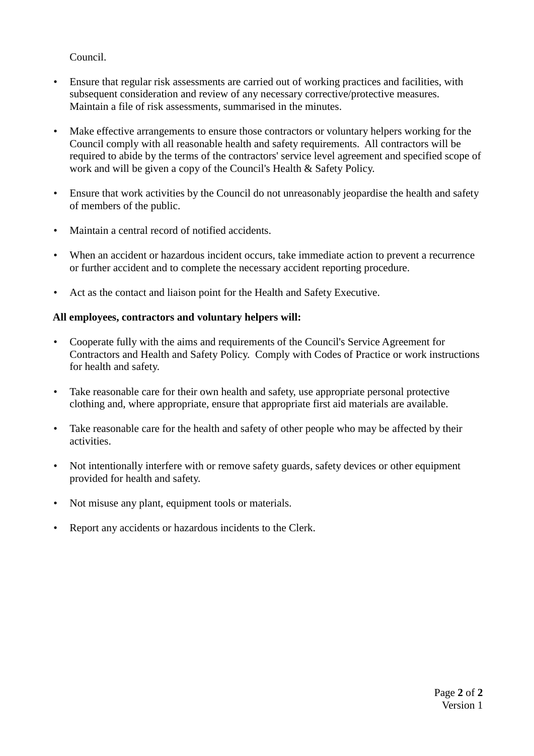Council.

- Ensure that regular risk assessments are carried out of working practices and facilities, with subsequent consideration and review of any necessary corrective/protective measures. Maintain a file of risk assessments, summarised in the minutes.

- Make effective arrangements to ensure those contractors or voluntary helpers working for the Council comply with all reasonable health and safety requirements. All contractors will be required to abide by the terms of the contractors' service level agreement and specified scope of work and will be given a copy of the Council's Health & Safety Policy.

- Ensure that work activities by the Council do not unreasonably jeopardise the health and safety of members of the public.

- Maintain a central record of notified accidents.

- When an accident or hazardous incident occurs, take immediate action to prevent a recurrence or further accident and to complete the necessary accident reporting procedure.

- Act as the contact and liaison point for the Health and Safety Executive.

**All employees, contractors and voluntary helpers will:**

- Cooperate fully with the aims and requirements of the Council's Service Agreement for Contractors and Health and Safety Policy. Comply with Codes of Practice or work instructions for health and safety.

- Take reasonable care for their own health and safety, use appropriate personal protective clothing and, where appropriate, ensure that appropriate first aid materials are available.

- Take reasonable care for the health and safety of other people who may be affected by their activities.

- Not intentionally interfere with or remove safety guards, safety devices or other equipment provided for health and safety.

- Not misuse any plant, equipment tools or materials.

- Report any accidents or hazardous incidents to the Clerk.

Version 1